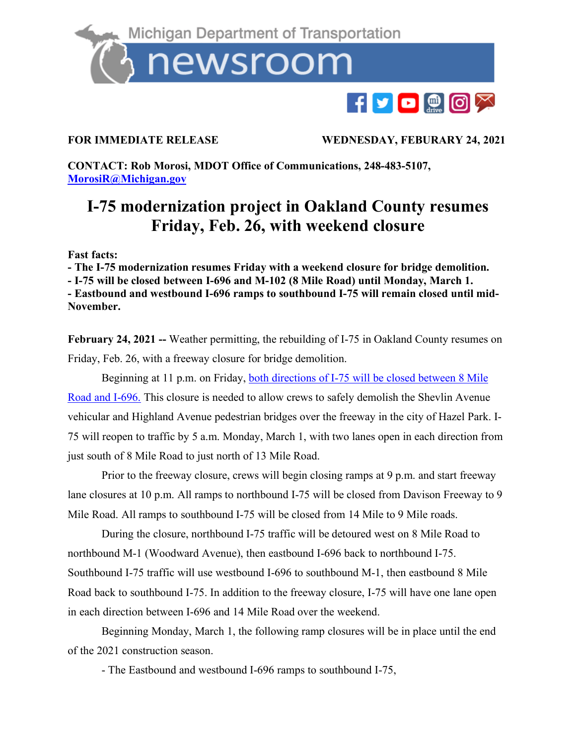Michigan Department of Transportation newsroom

**FOR IMMEDIATE RELEASE** **WEDNESDAY, FEBURARY 24, 2021**

**CONTACT: Rob Morosi, MDOT Office of Communications, 248-483-5107, [MorosiR@Michigan.gov](mailto:MorosiR@Michigan.gov)**

# I-75 modernization project in Oakland County resumes Friday, Feb. 26, with weekend closure

**Fast facts:**
**- The I-75 modernization resumes Friday with a weekend closure for bridge demolition.**
**- I-75 will be closed between I-696 and M-102 (8 Mile Road) until Monday, March 1.**
**- Eastbound and westbound I-696 ramps to southbound I-75 will remain closed until mid-November.**

**February 24, 2021 --** Weather permitting, the rebuilding of I-75 in Oakland County resumes on Friday, Feb. 26, with a freeway closure for bridge demolition.

Beginning at 11 p.m. on Friday, both directions of I-75 will be closed between 8 Mile Road and I-696. This closure is needed to allow crews to safely demolish the Shevlin Avenue vehicular and Highland Avenue pedestrian bridges over the freeway in the city of Hazel Park. I-75 will reopen to traffic by 5 a.m. Monday, March 1, with two lanes open in each direction from just south of 8 Mile Road to just north of 13 Mile Road.

Prior to the freeway closure, crews will begin closing ramps at 9 p.m. and start freeway lane closures at 10 p.m. All ramps to northbound I-75 will be closed from Davison Freeway to 9 Mile Road. All ramps to southbound I-75 will be closed from 14 Mile to 9 Mile roads.

During the closure, northbound I-75 traffic will be detoured west on 8 Mile Road to northbound M-1 (Woodward Avenue), then eastbound I-696 back to northbound I-75. Southbound I-75 traffic will use westbound I-696 to southbound M-1, then eastbound 8 Mile Road back to southbound I-75. In addition to the freeway closure, I-75 will have one lane open in each direction between I-696 and 14 Mile Road over the weekend.

Beginning Monday, March 1, the following ramp closures will be in place until the end of the 2021 construction season.

- The Eastbound and westbound I-696 ramps to southbound I-75,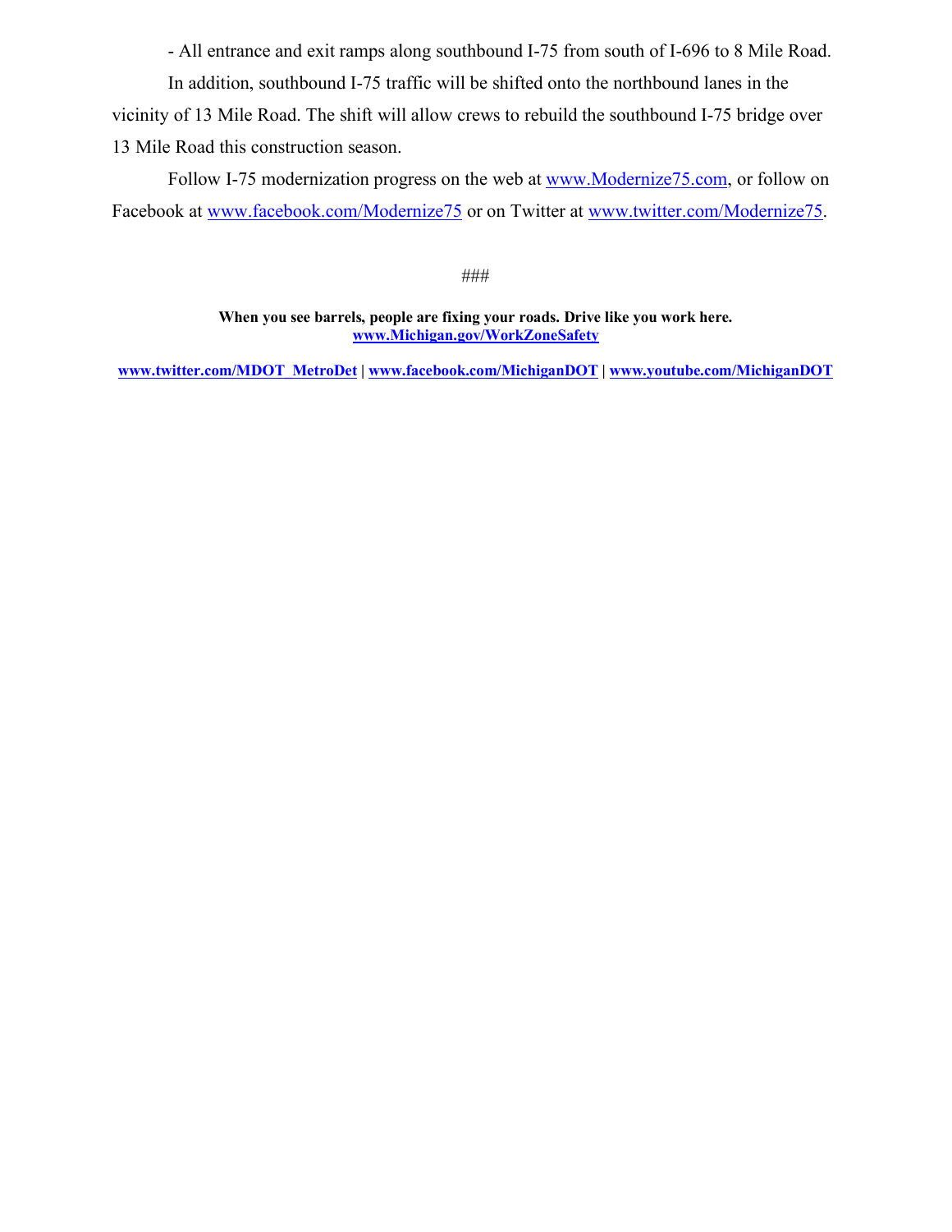- All entrance and exit ramps along southbound I-75 from south of I-696 to 8 Mile Road.

In addition, southbound I-75 traffic will be shifted onto the northbound lanes in the vicinity of 13 Mile Road. The shift will allow crews to rebuild the southbound I-75 bridge over 13 Mile Road this construction season.

Follow I-75 modernization progress on the web at www.Modernize75.com, or follow on Facebook at www.facebook.com/Modernize75 or on Twitter at www.twitter.com/Modernize75.

###

**When you see barrels, people are fixing your roads. Drive like you work here.**
**www.Michigan.gov/WorkZoneSafety**

**www.twitter.com/MDOT_MetroDet | www.facebook.com/MichiganDOT | www.youtube.com/MichiganDOT**